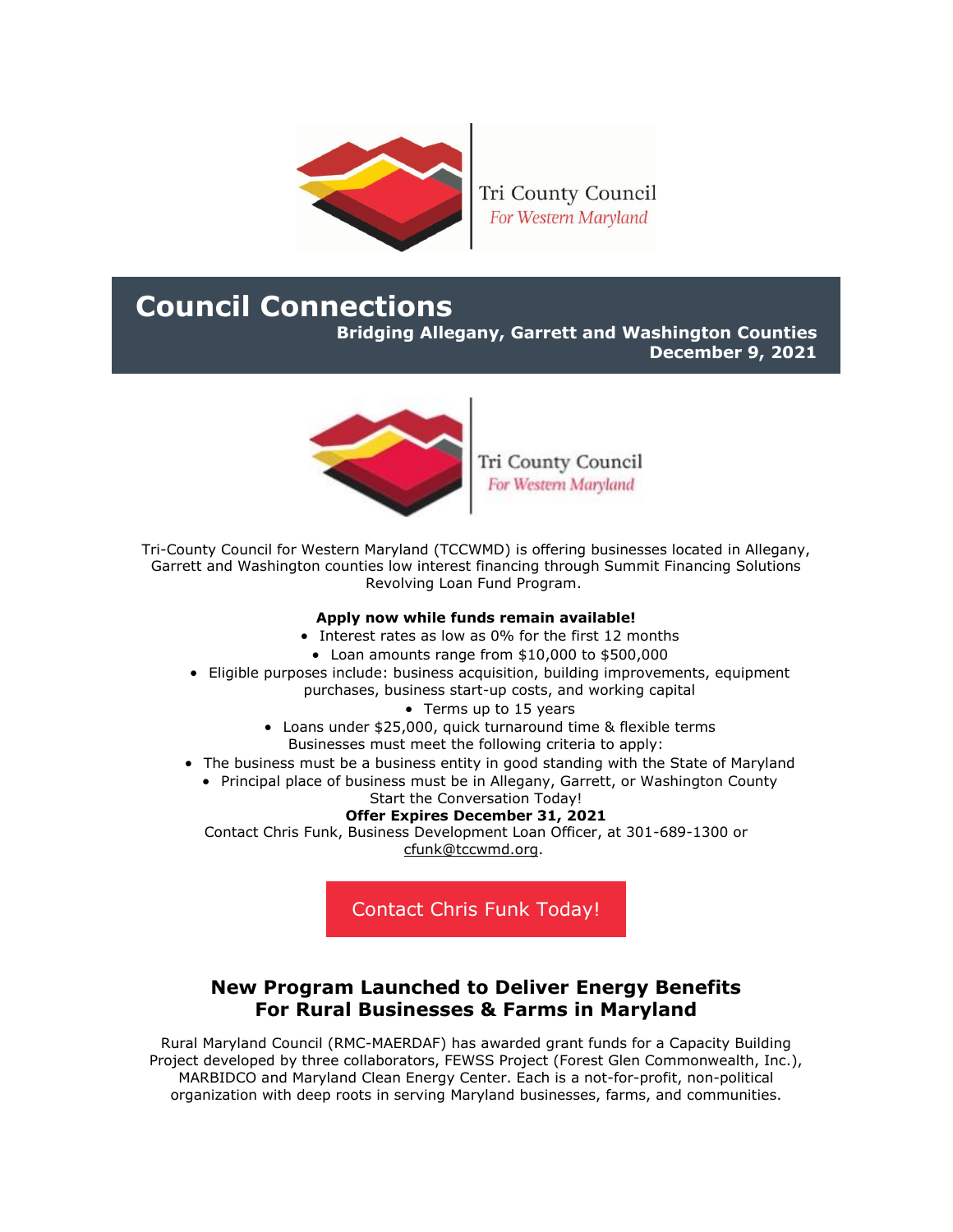Tri County Council
*For Western Maryland*

# Council Connections

**Bridging Allegany, Garrett and Washington Counties**
**December 9, 2021**

Tri County Council
*For Western Maryland*

Tri-County Council for Western Maryland (TCCWMD) is offering businesses located in Allegany, Garrett and Washington counties low interest financing through Summit Financing Solutions Revolving Loan Fund Program.

**Apply now while funds remain available!**

- Interest rates as low as 0% for the first 12 months
- Loan amounts range from $10,000 to $500,000
- Eligible purposes include: business acquisition, building improvements, equipment purchases, business start-up costs, and working capital
- Terms up to 15 years
- Loans under $25,000, quick turnaround time & flexible terms

Businesses must meet the following criteria to apply:

- The business must be a business entity in good standing with the State of Maryland
- Principal place of business must be in Allegany, Garrett, or Washington County

Start the Conversation Today!

**Offer Expires December 31, 2021**

Contact Chris Funk, Business Development Loan Officer, at 301-689-1300 or cfunk@tccwmd.org.

Contact Chris Funk Today!

## New Program Launched to Deliver Energy Benefits For Rural Businesses & Farms in Maryland

Rural Maryland Council (RMC-MAERDAF) has awarded grant funds for a Capacity Building Project developed by three collaborators, FEWSS Project (Forest Glen Commonwealth, Inc.), MARBIDCO and Maryland Clean Energy Center. Each is a not-for-profit, non-political organization with deep roots in serving Maryland businesses, farms, and communities.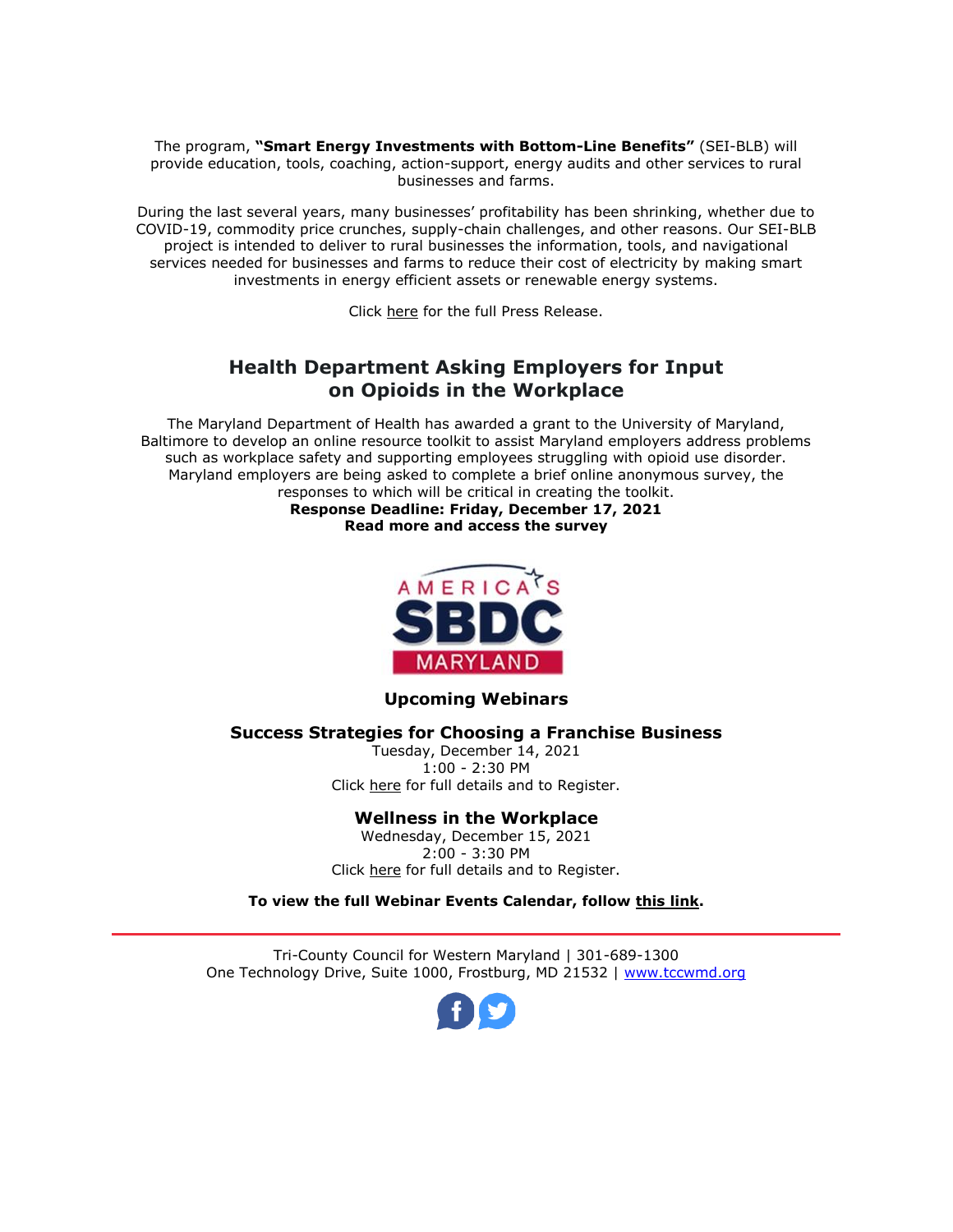The program, **"Smart Energy Investments with Bottom-Line Benefits"** (SEI-BLB) will provide education, tools, coaching, action-support, energy audits and other services to rural businesses and farms.

During the last several years, many businesses' profitability has been shrinking, whether due to COVID-19, commodity price crunches, supply-chain challenges, and other reasons. Our SEI-BLB project is intended to deliver to rural businesses the information, tools, and navigational services needed for businesses and farms to reduce their cost of electricity by making smart investments in energy efficient assets or renewable energy systems.

Click here for the full Press Release.

## Health Department Asking Employers for Input on Opioids in the Workplace

The Maryland Department of Health has awarded a grant to the University of Maryland, Baltimore to develop an online resource toolkit to assist Maryland employers address problems such as workplace safety and supporting employees struggling with opioid use disorder. Maryland employers are being asked to complete a brief online anonymous survey, the responses to which will be critical in creating the toolkit.

**Response Deadline: Friday, December 17, 2021**
**Read more and access the survey**

AMERICA'S SBDC MARYLAND

### Upcoming Webinars

### Success Strategies for Choosing a Franchise Business

Tuesday, December 14, 2021
1:00 - 2:30 PM
Click here for full details and to Register.

### Wellness in the Workplace

Wednesday, December 15, 2021
2:00 - 3:30 PM
Click here for full details and to Register.

**To view the full Webinar Events Calendar, follow this link.**

---

Tri-County Council for Western Maryland | 301-689-1300
One Technology Drive, Suite 1000, Frostburg, MD 21532 | www.tccwmd.org